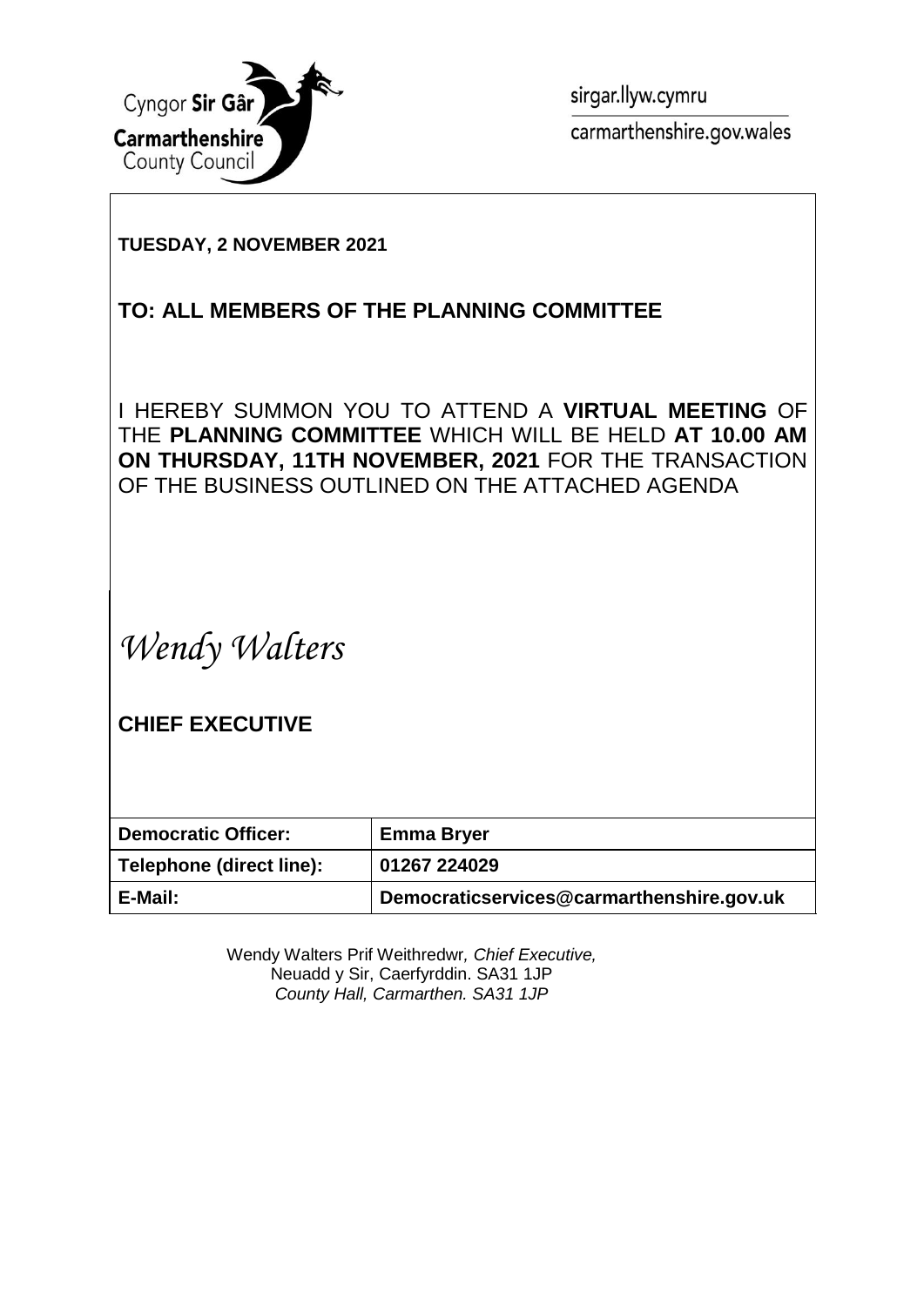Cyngor **Sir Gâr**
**Carmarthenshire**
County Council

sirgar.llyw.cymru
carmarthenshire.gov.wales

**TUESDAY, 2 NOVEMBER 2021**

## TO: ALL MEMBERS OF THE PLANNING COMMITTEE

I HEREBY SUMMON YOU TO ATTEND A **VIRTUAL MEETING** OF THE **PLANNING COMMITTEE** WHICH WILL BE HELD **AT 10.00 AM ON THURSDAY, 11TH NOVEMBER, 2021** FOR THE TRANSACTION OF THE BUSINESS OUTLINED ON THE ATTACHED AGENDA

*Wendy Walters*

**CHIEF EXECUTIVE**

| | |
|---|---|
| **Democratic Officer:** | **Emma Bryer** |
| **Telephone (direct line):** | **01267 224029** |
| **E-Mail:** | **Democraticservices@carmarthenshire.gov.uk** |

Wendy Walters Prif Weithredwr, *Chief Executive,*
Neuadd y Sir, Caerfyrddin. SA31 1JP
*County Hall, Carmarthen. SA31 1JP*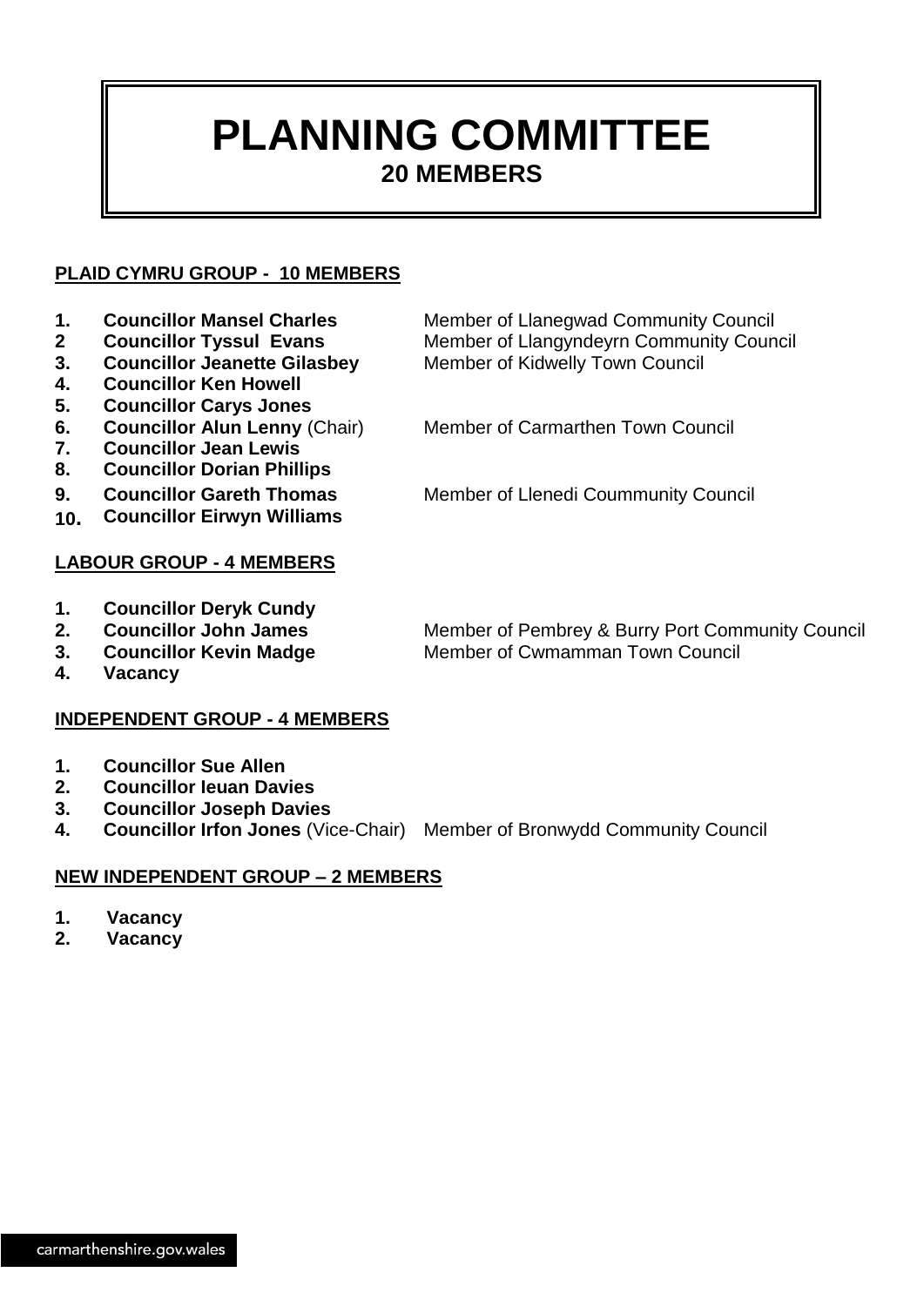# PLANNING COMMITTEE

## 20 MEMBERS

**PLAID CYMRU GROUP - 10 MEMBERS**

| | | |
|---|---|---|
| **1.** | **Councillor Mansel Charles** | Member of Llanegwad Community Council |
| **2** | **Councillor Tyssul Evans** | Member of Llangyndeyrn Community Council |
| **3.** | **Councillor Jeanette Gilasbey** | Member of Kidwelly Town Council |
| **4.** | **Councillor Ken Howell** | |
| **5.** | **Councillor Carys Jones** | |
| **6.** | **Councillor Alun Lenny** (Chair) | Member of Carmarthen Town Council |
| **7.** | **Councillor Jean Lewis** | |
| **8.** | **Councillor Dorian Phillips** | |
| **9.** | **Councillor Gareth Thomas** | Member of Llenedi Coummunity Council |
| **10.** | **Councillor Eirwyn Williams** | |

**LABOUR GROUP - 4 MEMBERS**

| | | |
|---|---|---|
| **1.** | **Councillor Deryk Cundy** | |
| **2.** | **Councillor John James** | Member of Pembrey & Burry Port Community Council |
| **3.** | **Councillor Kevin Madge** | Member of Cwmamman Town Council |
| **4.** | **Vacancy** | |

**INDEPENDENT GROUP - 4 MEMBERS**

| | | |
|---|---|---|
| **1.** | **Councillor Sue Allen** | |
| **2.** | **Councillor Ieuan Davies** | |
| **3.** | **Councillor Joseph Davies** | |
| **4.** | **Councillor Irfon Jones** (Vice-Chair) | Member of Bronwydd Community Council |

**NEW INDEPENDENT GROUP – 2 MEMBERS**

1. **Vacancy**
2. **Vacancy**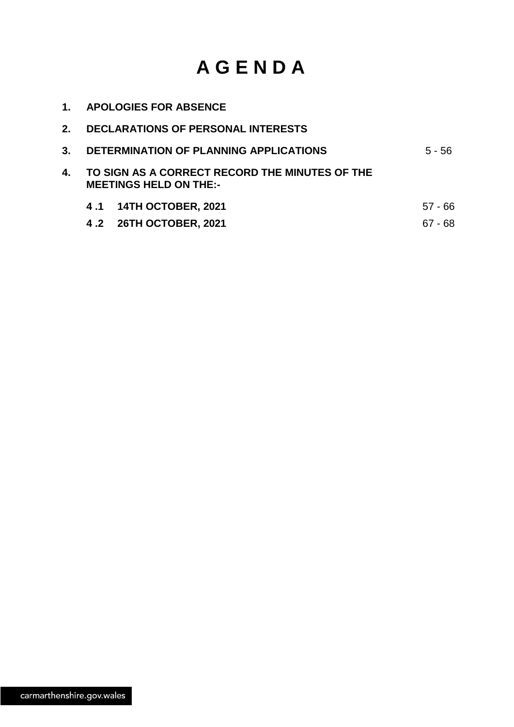# A G E N D A

| | | |
|---|---|---|
| **1.** | **APOLOGIES FOR ABSENCE** | |
| **2.** | **DECLARATIONS OF PERSONAL INTERESTS** | |
| **3.** | **DETERMINATION OF PLANNING APPLICATIONS** | 5 - 56 |
| **4.** | **TO SIGN AS A CORRECT RECORD THE MINUTES OF THE MEETINGS HELD ON THE:-** | |
| **4 .1** | **14TH OCTOBER, 2021** | 57 - 66 |
| **4 .2** | **26TH OCTOBER, 2021** | 67 - 68 |

carmarthenshire.gov.wales